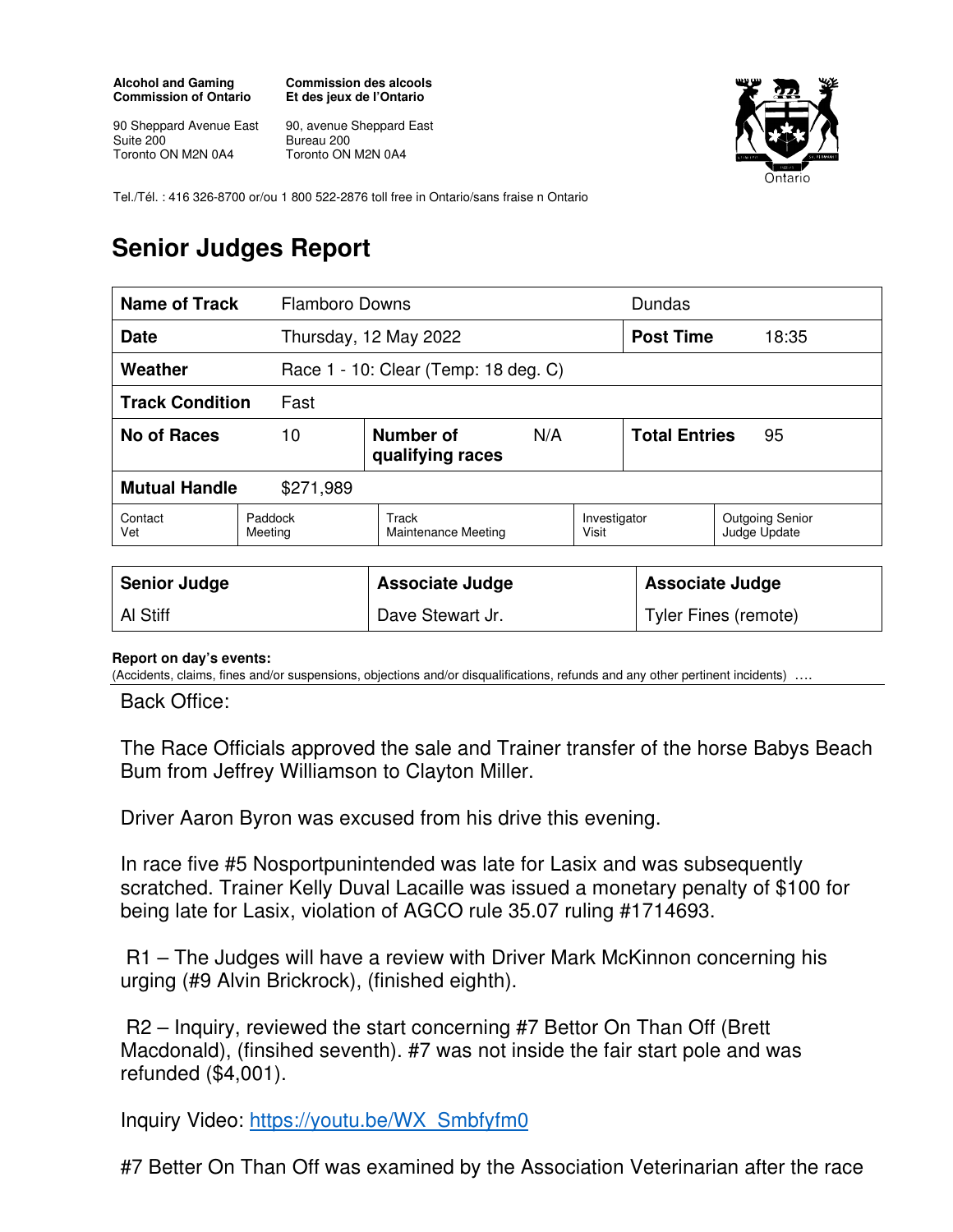**Alcohol and Gaming Commission of Ontario**

90 Sheppard Avenue East
Suite 200
Toronto ON M2N 0A4

**Commission des alcools Et des jeux de l'Ontario**

90, avenue Sheppard East
Bureau 200
Toronto ON M2N 0A4

Ontario

Tel./Tél. : 416 326-8700 or/ou 1 800 522-2876 toll free in Ontario/sans fraise n Ontario

# Senior Judges Report

| **Name of Track** | Flamboro Downs | | | Dundas | |
|---|---|---|---|---|---|
| **Date** | Thursday, 12 May 2022 | | | **Post Time** | 18:35 |
| **Weather** | Race 1 - 10: Clear (Temp: 18 deg. C) | | | | |
| **Track Condition** | Fast | | | | |
| **No of Races** | 10 | **Number of qualifying races** | N/A | **Total Entries** | 95 |
| **Mutual Handle** | $271,989 | | | | |

| Contact Vet | Paddock Meeting | Track Maintenance Meeting | Investigator Visit | Outgoing Senior Judge Update |
|---|---|---|---|---|

| **Senior Judge** | **Associate Judge** | **Associate Judge** |
|---|---|---|
| Al Stiff | Dave Stewart Jr. | Tyler Fines (remote) |

**Report on day's events:**
(Accidents, claims, fines and/or suspensions, objections and/or disqualifications, refunds and any other pertinent incidents) ….

Back Office:

The Race Officials approved the sale and Trainer transfer of the horse Babys Beach Bum from Jeffrey Williamson to Clayton Miller.

Driver Aaron Byron was excused from his drive this evening.

In race five #5 Nosportpunintended was late for Lasix and was subsequently scratched. Trainer Kelly Duval Lacaille was issued a monetary penalty of $100 for being late for Lasix, violation of AGCO rule 35.07 ruling #1714693.

R1 – The Judges will have a review with Driver Mark McKinnon concerning his urging (#9 Alvin Brickrock), (finished eighth).

R2 – Inquiry, reviewed the start concerning #7 Bettor On Than Off (Brett Macdonald), (finsihed seventh). #7 was not inside the fair start pole and was refunded ($4,001).

Inquiry Video: https://youtu.be/WX_Smbfyfm0

#7 Better On Than Off was examined by the Association Veterinarian after the race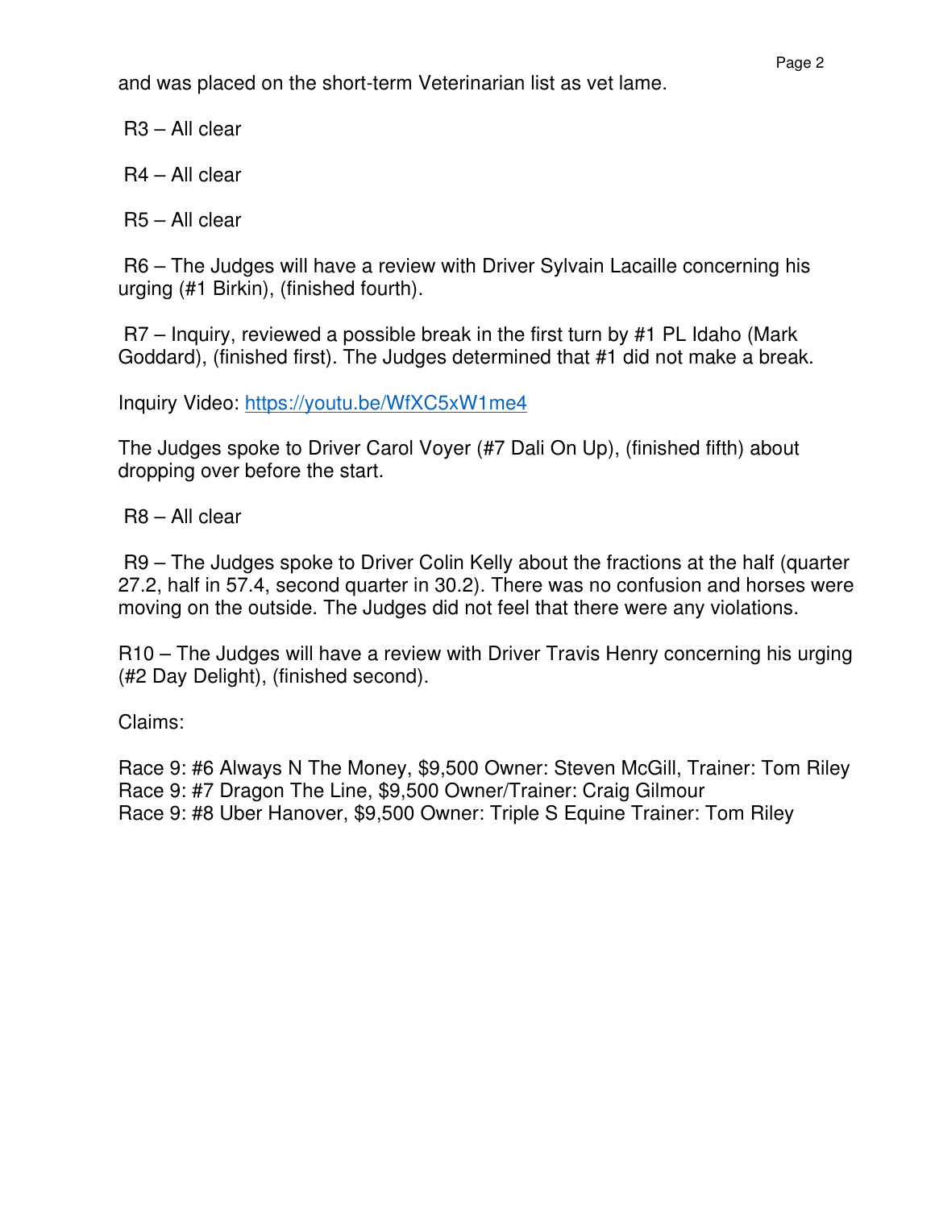and was placed on the short-term Veterinarian list as vet lame.

R3 – All clear

R4 – All clear

R5 – All clear

R6 – The Judges will have a review with Driver Sylvain Lacaille concerning his urging (#1 Birkin), (finished fourth).

R7 – Inquiry, reviewed a possible break in the first turn by #1 PL Idaho (Mark Goddard), (finished first). The Judges determined that #1 did not make a break.

Inquiry Video: https://youtu.be/WfXC5xW1me4

The Judges spoke to Driver Carol Voyer (#7 Dali On Up), (finished fifth) about dropping over before the start.

R8 – All clear

R9 – The Judges spoke to Driver Colin Kelly about the fractions at the half (quarter 27.2, half in 57.4, second quarter in 30.2). There was no confusion and horses were moving on the outside. The Judges did not feel that there were any violations.

R10 – The Judges will have a review with Driver Travis Henry concerning his urging (#2 Day Delight), (finished second).

Claims:

Race 9: #6 Always N The Money, $9,500 Owner: Steven McGill, Trainer: Tom Riley
Race 9: #7 Dragon The Line, $9,500 Owner/Trainer: Craig Gilmour
Race 9: #8 Uber Hanover, $9,500 Owner: Triple S Equine Trainer: Tom Riley